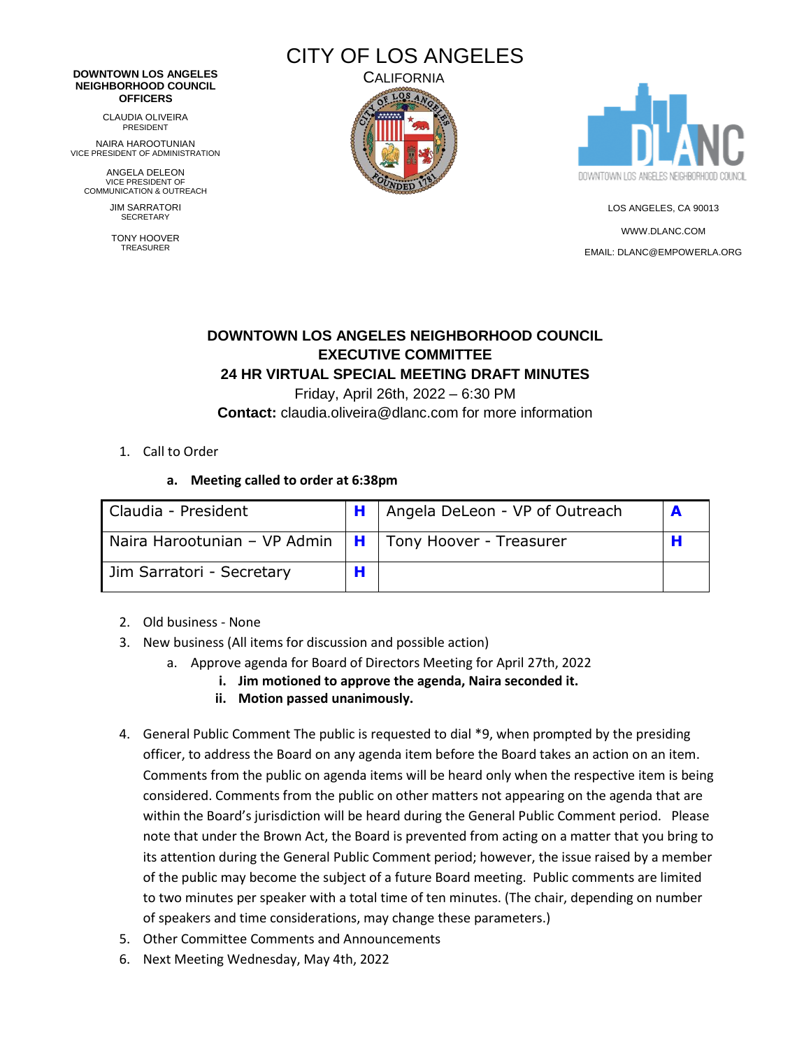**DOWNTOWN LOS ANGELES NEIGHBORHOOD COUNCIL OFFICERS**

CLAUDIA OLIVEIRA
PRESIDENT

NAIRA HAROOTUNIAN
VICE PRESIDENT OF ADMINISTRATION

ANGELA DELEON
VICE PRESIDENT OF COMMUNICATION & OUTREACH

JIM SARRATORI
SECRETARY

TONY HOOVER
TREASURER

CITY OF LOS ANGELES

CALIFORNIA

LOS ANGELES, CA 90013

WWW.DLANC.COM

EMAIL: DLANC@EMPOWERLA.ORG

## DOWNTOWN LOS ANGELES NEIGHBORHOOD COUNCIL
## EXECUTIVE COMMITTEE
## 24 HR VIRTUAL SPECIAL MEETING DRAFT MINUTES

Friday, April 26th, 2022 – 6:30 PM

**Contact:** claudia.oliveira@dlanc.com for more information

1. Call to Order
   a. **Meeting called to order at 6:38pm**

| Claudia - President | H | Angela DeLeon - VP of Outreach | A |
|---|---|---|---|
| Naira Harootunian – VP Admin | H | Tony Hoover - Treasurer | H |
| Jim Sarratori - Secretary | H | | |

2. Old business - None
3. New business (All items for discussion and possible action)
   a. Approve agenda for Board of Directors Meeting for April 27th, 2022
      i. **Jim motioned to approve the agenda, Naira seconded it.**
      ii. **Motion passed unanimously.**
4. General Public Comment The public is requested to dial *9, when prompted by the presiding officer, to address the Board on any agenda item before the Board takes an action on an item. Comments from the public on agenda items will be heard only when the respective item is being considered. Comments from the public on other matters not appearing on the agenda that are within the Board's jurisdiction will be heard during the General Public Comment period. Please note that under the Brown Act, the Board is prevented from acting on a matter that you bring to its attention during the General Public Comment period; however, the issue raised by a member of the public may become the subject of a future Board meeting. Public comments are limited to two minutes per speaker with a total time of ten minutes. (The chair, depending on number of speakers and time considerations, may change these parameters.)
5. Other Committee Comments and Announcements
6. Next Meeting Wednesday, May 4th, 2022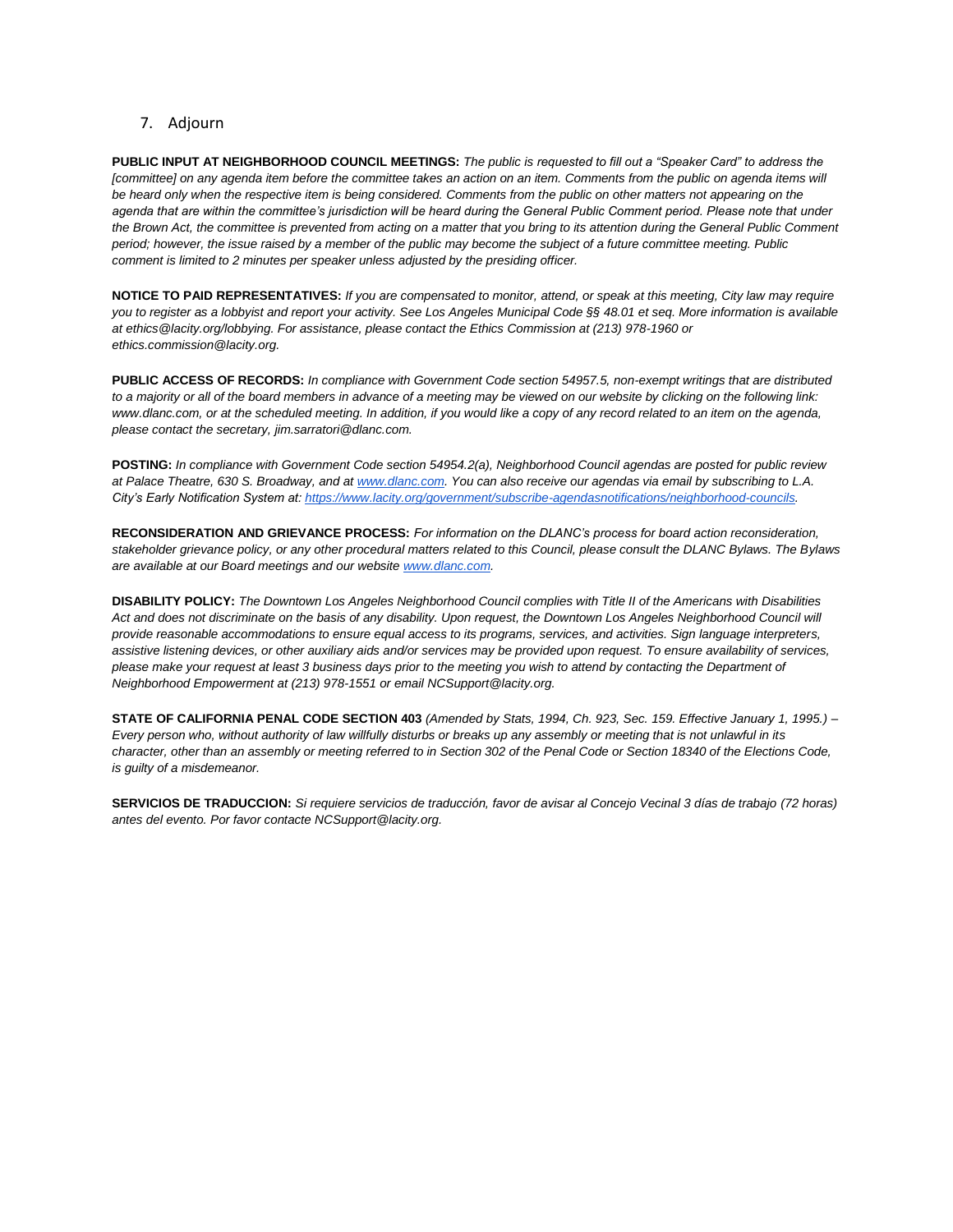7. Adjourn

**PUBLIC INPUT AT NEIGHBORHOOD COUNCIL MEETINGS:** *The public is requested to fill out a "Speaker Card" to address the [committee] on any agenda item before the committee takes an action on an item. Comments from the public on agenda items will be heard only when the respective item is being considered. Comments from the public on other matters not appearing on the agenda that are within the committee's jurisdiction will be heard during the General Public Comment period. Please note that under the Brown Act, the committee is prevented from acting on a matter that you bring to its attention during the General Public Comment period; however, the issue raised by a member of the public may become the subject of a future committee meeting. Public comment is limited to 2 minutes per speaker unless adjusted by the presiding officer.*

**NOTICE TO PAID REPRESENTATIVES:** *If you are compensated to monitor, attend, or speak at this meeting, City law may require you to register as a lobbyist and report your activity. See Los Angeles Municipal Code §§ 48.01 et seq. More information is available at ethics@lacity.org/lobbying. For assistance, please contact the Ethics Commission at (213) 978-1960 or ethics.commission@lacity.org.*

**PUBLIC ACCESS OF RECORDS:** *In compliance with Government Code section 54957.5, non-exempt writings that are distributed to a majority or all of the board members in advance of a meeting may be viewed on our website by clicking on the following link: www.dlanc.com, or at the scheduled meeting. In addition, if you would like a copy of any record related to an item on the agenda, please contact the secretary, jim.sarratori@dlanc.com.*

**POSTING:** *In compliance with Government Code section 54954.2(a), Neighborhood Council agendas are posted for public review at Palace Theatre, 630 S. Broadway, and at [www.dlanc.com](www.dlanc.com). You can also receive our agendas via email by subscribing to L.A. City's Early Notification System at: [https://www.lacity.org/government/subscribe-agendasnotifications/neighborhood-councils](https://www.lacity.org/government/subscribe-agendasnotifications/neighborhood-councils).*

**RECONSIDERATION AND GRIEVANCE PROCESS:** *For information on the DLANC's process for board action reconsideration, stakeholder grievance policy, or any other procedural matters related to this Council, please consult the DLANC Bylaws. The Bylaws are available at our Board meetings and our website [www.dlanc.com](www.dlanc.com).*

**DISABILITY POLICY:** *The Downtown Los Angeles Neighborhood Council complies with Title II of the Americans with Disabilities Act and does not discriminate on the basis of any disability. Upon request, the Downtown Los Angeles Neighborhood Council will provide reasonable accommodations to ensure equal access to its programs, services, and activities. Sign language interpreters, assistive listening devices, or other auxiliary aids and/or services may be provided upon request. To ensure availability of services, please make your request at least 3 business days prior to the meeting you wish to attend by contacting the Department of Neighborhood Empowerment at (213) 978-1551 or email NCSupport@lacity.org.*

**STATE OF CALIFORNIA PENAL CODE SECTION 403** *(Amended by Stats, 1994, Ch. 923, Sec. 159. Effective January 1, 1995.) – Every person who, without authority of law willfully disturbs or breaks up any assembly or meeting that is not unlawful in its character, other than an assembly or meeting referred to in Section 302 of the Penal Code or Section 18340 of the Elections Code, is guilty of a misdemeanor.*

**SERVICIOS DE TRADUCCION:** *Si requiere servicios de traducción, favor de avisar al Concejo Vecinal 3 días de trabajo (72 horas) antes del evento. Por favor contacte NCSupport@lacity.org.*